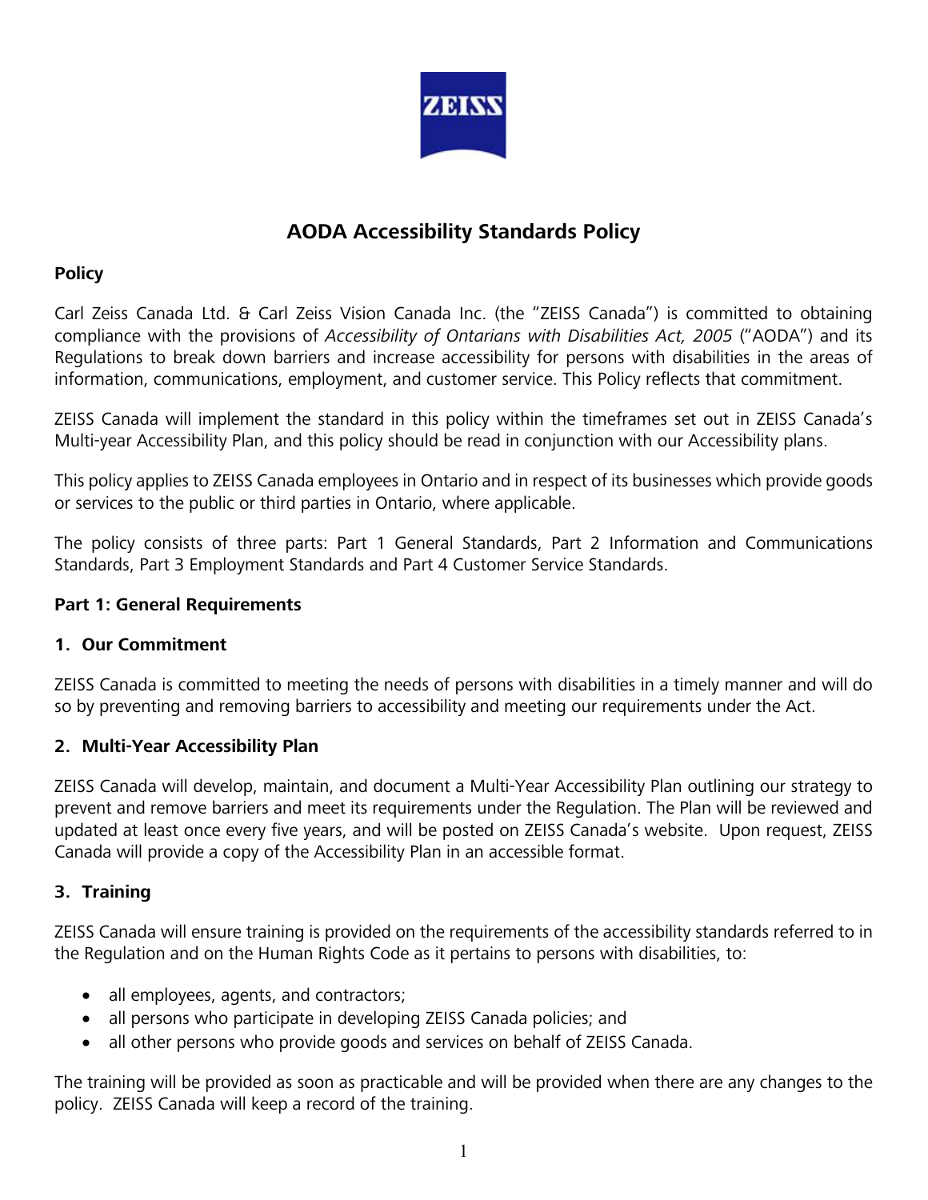# AODA Accessibility Standards Policy

## Policy

Carl Zeiss Canada Ltd. & Carl Zeiss Vision Canada Inc. (the "ZEISS Canada") is committed to obtaining compliance with the provisions of *Accessibility of Ontarians with Disabilities Act, 2005* ("AODA") and its Regulations to break down barriers and increase accessibility for persons with disabilities in the areas of information, communications, employment, and customer service. This Policy reflects that commitment.

ZEISS Canada will implement the standard in this policy within the timeframes set out in ZEISS Canada's Multi-year Accessibility Plan, and this policy should be read in conjunction with our Accessibility plans.

This policy applies to ZEISS Canada employees in Ontario and in respect of its businesses which provide goods or services to the public or third parties in Ontario, where applicable.

The policy consists of three parts: Part 1 General Standards, Part 2 Information and Communications Standards, Part 3 Employment Standards and Part 4 Customer Service Standards.

## Part 1: General Requirements

### 1. Our Commitment

ZEISS Canada is committed to meeting the needs of persons with disabilities in a timely manner and will do so by preventing and removing barriers to accessibility and meeting our requirements under the Act.

### 2. Multi-Year Accessibility Plan

ZEISS Canada will develop, maintain, and document a Multi-Year Accessibility Plan outlining our strategy to prevent and remove barriers and meet its requirements under the Regulation. The Plan will be reviewed and updated at least once every five years, and will be posted on ZEISS Canada's website. Upon request, ZEISS Canada will provide a copy of the Accessibility Plan in an accessible format.

### 3. Training

ZEISS Canada will ensure training is provided on the requirements of the accessibility standards referred to in the Regulation and on the Human Rights Code as it pertains to persons with disabilities, to:

- all employees, agents, and contractors;
- all persons who participate in developing ZEISS Canada policies; and
- all other persons who provide goods and services on behalf of ZEISS Canada.

The training will be provided as soon as practicable and will be provided when there are any changes to the policy. ZEISS Canada will keep a record of the training.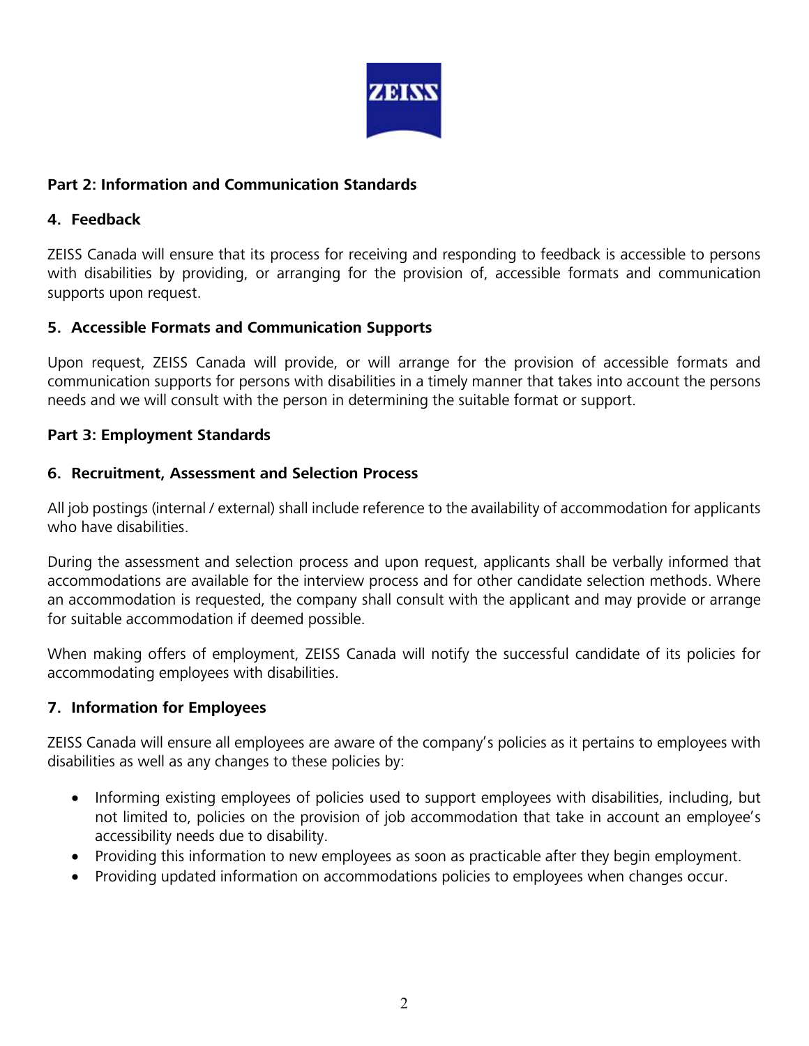## Part 2: Information and Communication Standards

### 4. Feedback

ZEISS Canada will ensure that its process for receiving and responding to feedback is accessible to persons with disabilities by providing, or arranging for the provision of, accessible formats and communication supports upon request.

### 5. Accessible Formats and Communication Supports

Upon request, ZEISS Canada will provide, or will arrange for the provision of accessible formats and communication supports for persons with disabilities in a timely manner that takes into account the persons needs and we will consult with the person in determining the suitable format or support.

## Part 3: Employment Standards

### 6. Recruitment, Assessment and Selection Process

All job postings (internal / external) shall include reference to the availability of accommodation for applicants who have disabilities.

During the assessment and selection process and upon request, applicants shall be verbally informed that accommodations are available for the interview process and for other candidate selection methods. Where an accommodation is requested, the company shall consult with the applicant and may provide or arrange for suitable accommodation if deemed possible.

When making offers of employment, ZEISS Canada will notify the successful candidate of its policies for accommodating employees with disabilities.

### 7. Information for Employees

ZEISS Canada will ensure all employees are aware of the company's policies as it pertains to employees with disabilities as well as any changes to these policies by:

- Informing existing employees of policies used to support employees with disabilities, including, but not limited to, policies on the provision of job accommodation that take in account an employee's accessibility needs due to disability.
- Providing this information to new employees as soon as practicable after they begin employment.
- Providing updated information on accommodations policies to employees when changes occur.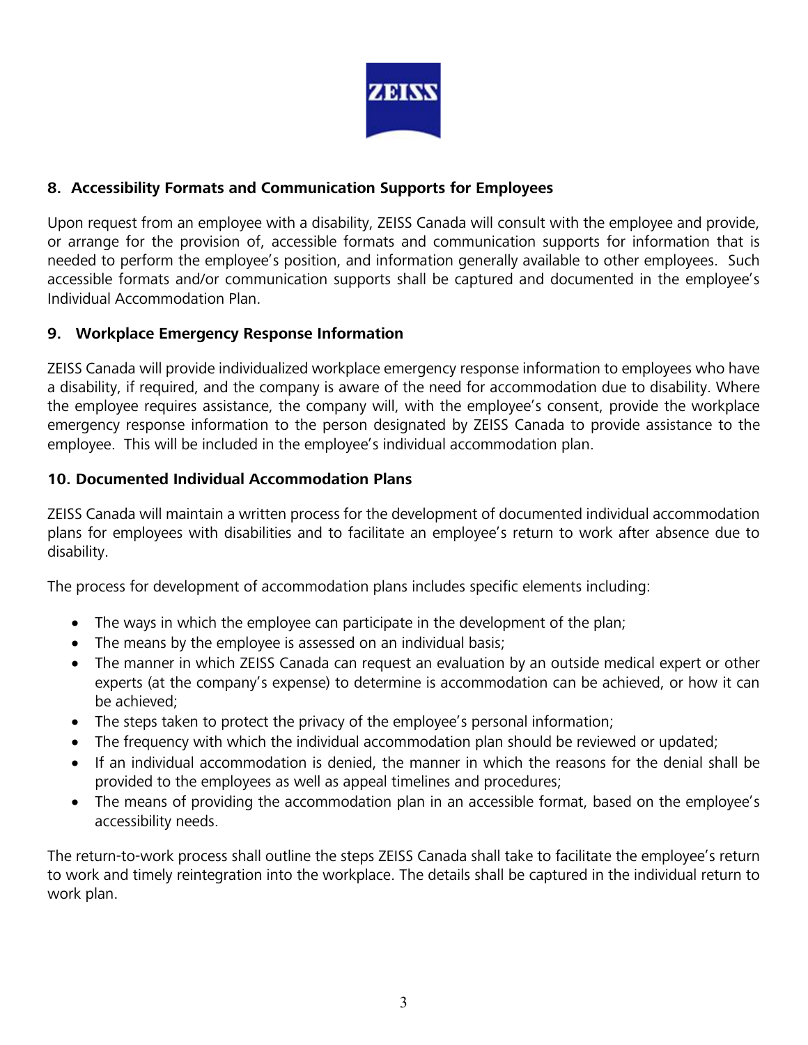## 8. Accessibility Formats and Communication Supports for Employees

Upon request from an employee with a disability, ZEISS Canada will consult with the employee and provide, or arrange for the provision of, accessible formats and communication supports for information that is needed to perform the employee's position, and information generally available to other employees. Such accessible formats and/or communication supports shall be captured and documented in the employee's Individual Accommodation Plan.

## 9. Workplace Emergency Response Information

ZEISS Canada will provide individualized workplace emergency response information to employees who have a disability, if required, and the company is aware of the need for accommodation due to disability. Where the employee requires assistance, the company will, with the employee's consent, provide the workplace emergency response information to the person designated by ZEISS Canada to provide assistance to the employee. This will be included in the employee's individual accommodation plan.

## 10. Documented Individual Accommodation Plans

ZEISS Canada will maintain a written process for the development of documented individual accommodation plans for employees with disabilities and to facilitate an employee's return to work after absence due to disability.

The process for development of accommodation plans includes specific elements including:

- The ways in which the employee can participate in the development of the plan;
- The means by the employee is assessed on an individual basis;
- The manner in which ZEISS Canada can request an evaluation by an outside medical expert or other experts (at the company's expense) to determine is accommodation can be achieved, or how it can be achieved;
- The steps taken to protect the privacy of the employee's personal information;
- The frequency with which the individual accommodation plan should be reviewed or updated;
- If an individual accommodation is denied, the manner in which the reasons for the denial shall be provided to the employees as well as appeal timelines and procedures;
- The means of providing the accommodation plan in an accessible format, based on the employee's accessibility needs.

The return-to-work process shall outline the steps ZEISS Canada shall take to facilitate the employee's return to work and timely reintegration into the workplace. The details shall be captured in the individual return to work plan.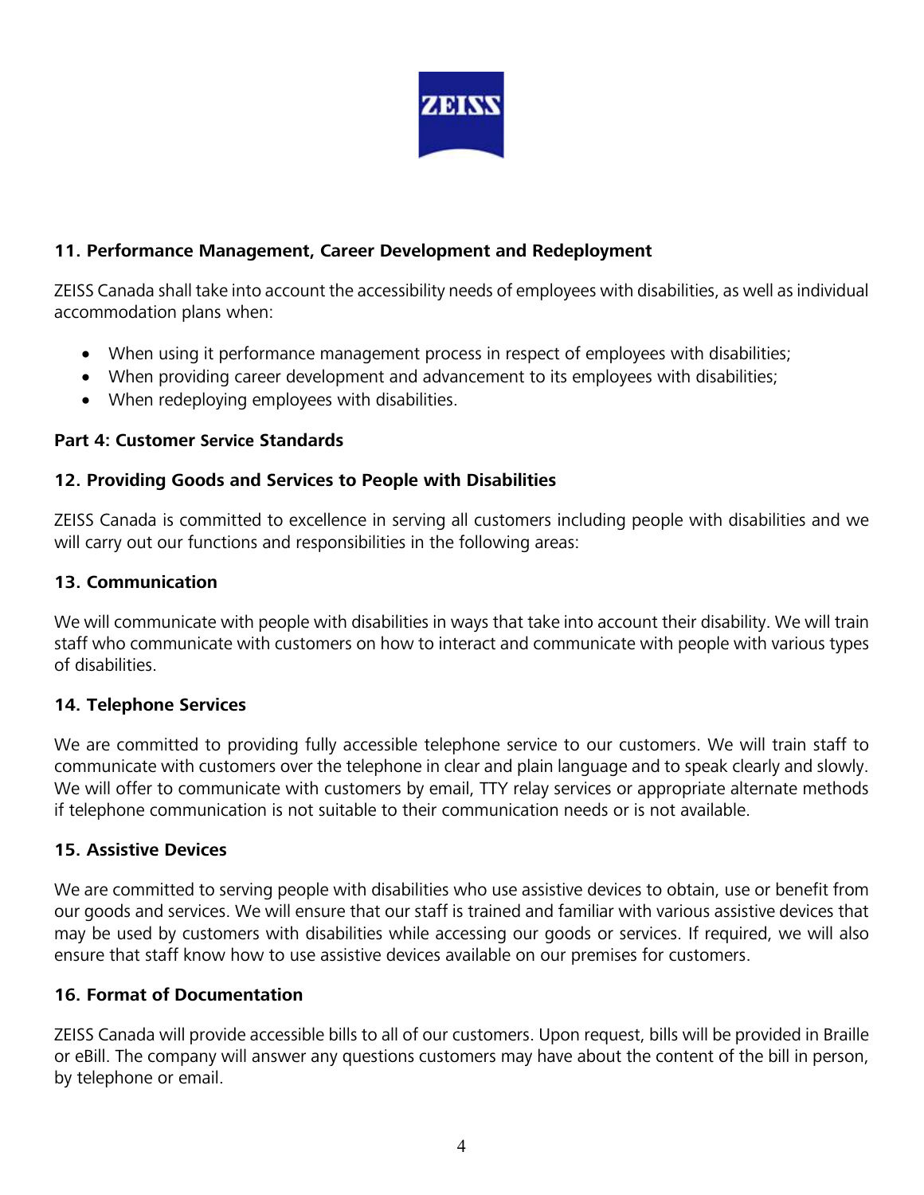**11. Performance Management, Career Development and Redeployment**

ZEISS Canada shall take into account the accessibility needs of employees with disabilities, as well as individual accommodation plans when:

- When using it performance management process in respect of employees with disabilities;
- When providing career development and advancement to its employees with disabilities;
- When redeploying employees with disabilities.

**Part 4: Customer Service Standards**

**12. Providing Goods and Services to People with Disabilities**

ZEISS Canada is committed to excellence in serving all customers including people with disabilities and we will carry out our functions and responsibilities in the following areas:

**13. Communication**

We will communicate with people with disabilities in ways that take into account their disability. We will train staff who communicate with customers on how to interact and communicate with people with various types of disabilities.

**14. Telephone Services**

We are committed to providing fully accessible telephone service to our customers. We will train staff to communicate with customers over the telephone in clear and plain language and to speak clearly and slowly. We will offer to communicate with customers by email, TTY relay services or appropriate alternate methods if telephone communication is not suitable to their communication needs or is not available.

**15. Assistive Devices**

We are committed to serving people with disabilities who use assistive devices to obtain, use or benefit from our goods and services. We will ensure that our staff is trained and familiar with various assistive devices that may be used by customers with disabilities while accessing our goods or services. If required, we will also ensure that staff know how to use assistive devices available on our premises for customers.

**16. Format of Documentation**

ZEISS Canada will provide accessible bills to all of our customers. Upon request, bills will be provided in Braille or eBill. The company will answer any questions customers may have about the content of the bill in person, by telephone or email.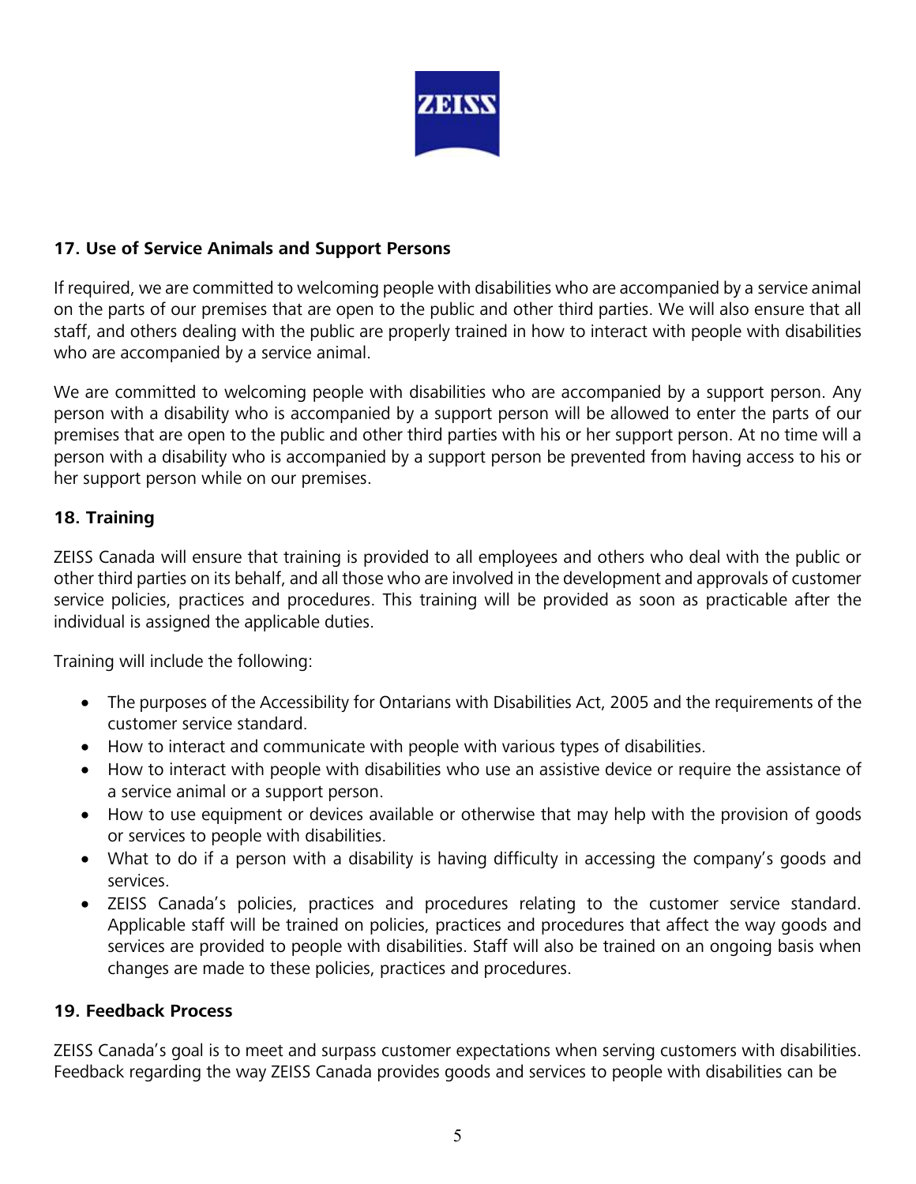### 17. Use of Service Animals and Support Persons

If required, we are committed to welcoming people with disabilities who are accompanied by a service animal on the parts of our premises that are open to the public and other third parties. We will also ensure that all staff, and others dealing with the public are properly trained in how to interact with people with disabilities who are accompanied by a service animal.

We are committed to welcoming people with disabilities who are accompanied by a support person. Any person with a disability who is accompanied by a support person will be allowed to enter the parts of our premises that are open to the public and other third parties with his or her support person. At no time will a person with a disability who is accompanied by a support person be prevented from having access to his or her support person while on our premises.

### 18. Training

ZEISS Canada will ensure that training is provided to all employees and others who deal with the public or other third parties on its behalf, and all those who are involved in the development and approvals of customer service policies, practices and procedures. This training will be provided as soon as practicable after the individual is assigned the applicable duties.

Training will include the following:

- The purposes of the Accessibility for Ontarians with Disabilities Act, 2005 and the requirements of the customer service standard.
- How to interact and communicate with people with various types of disabilities.
- How to interact with people with disabilities who use an assistive device or require the assistance of a service animal or a support person.
- How to use equipment or devices available or otherwise that may help with the provision of goods or services to people with disabilities.
- What to do if a person with a disability is having difficulty in accessing the company's goods and services.
- ZEISS Canada's policies, practices and procedures relating to the customer service standard. Applicable staff will be trained on policies, practices and procedures that affect the way goods and services are provided to people with disabilities. Staff will also be trained on an ongoing basis when changes are made to these policies, practices and procedures.

### 19. Feedback Process

ZEISS Canada's goal is to meet and surpass customer expectations when serving customers with disabilities. Feedback regarding the way ZEISS Canada provides goods and services to people with disabilities can be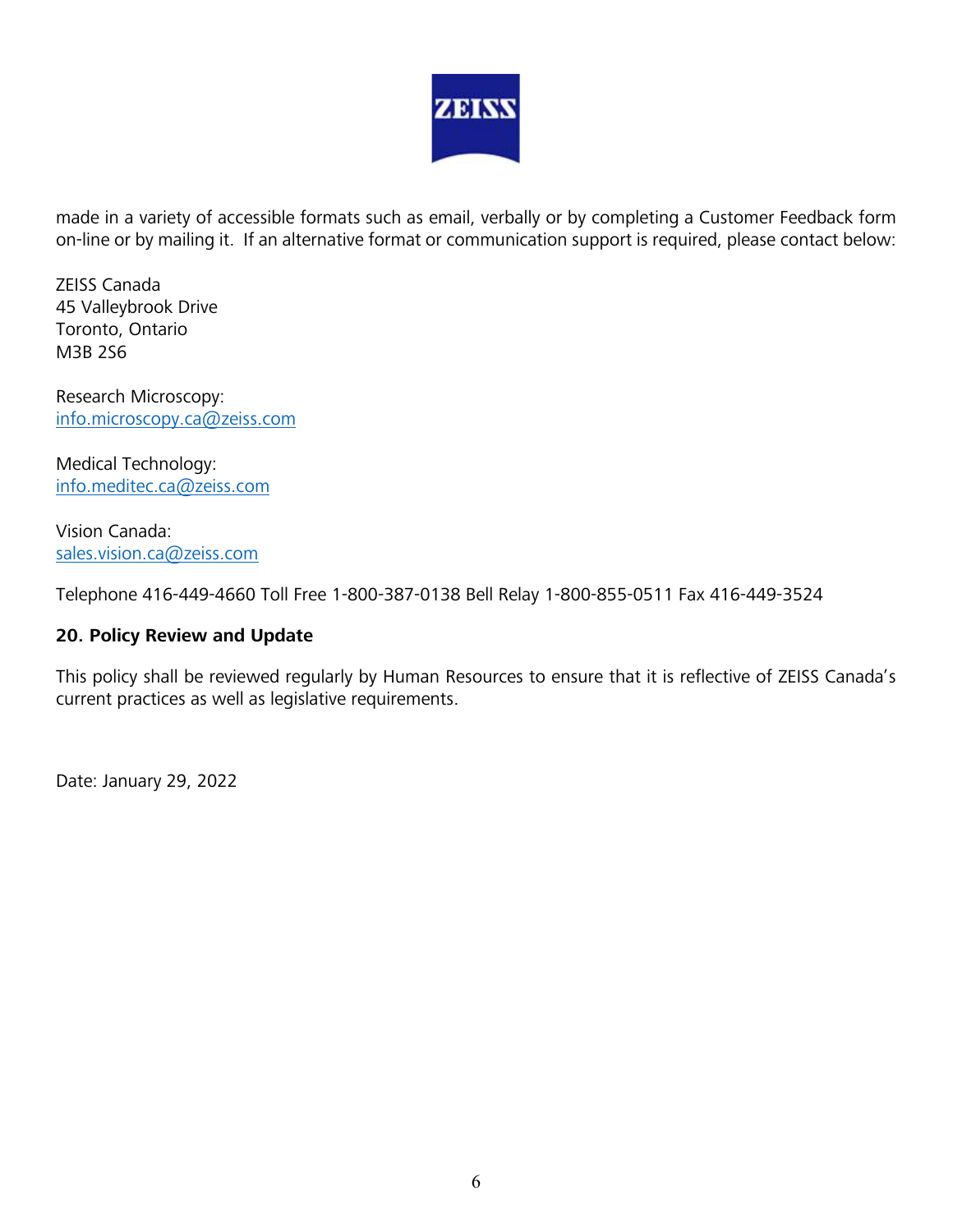made in a variety of accessible formats such as email, verbally or by completing a Customer Feedback form on-line or by mailing it. If an alternative format or communication support is required, please contact below:

ZEISS Canada
45 Valleybrook Drive
Toronto, Ontario
M3B 2S6

Research Microscopy:
info.microscopy.ca@zeiss.com

Medical Technology:
info.meditec.ca@zeiss.com

Vision Canada:
sales.vision.ca@zeiss.com

Telephone 416-449-4660 Toll Free 1-800-387-0138 Bell Relay 1-800-855-0511 Fax 416-449-3524

## 20. Policy Review and Update

This policy shall be reviewed regularly by Human Resources to ensure that it is reflective of ZEISS Canada's current practices as well as legislative requirements.

Date: January 29, 2022